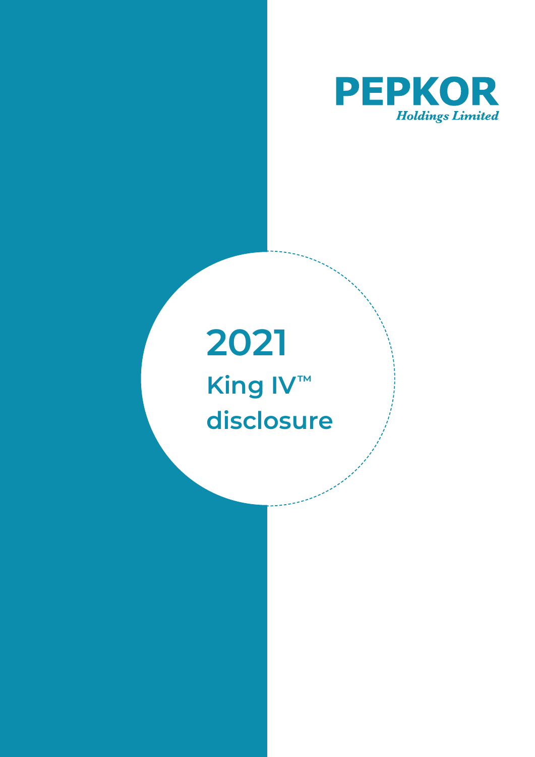**PEPKOR**
*Holdings Limited*

# 2021
## King IV™ disclosure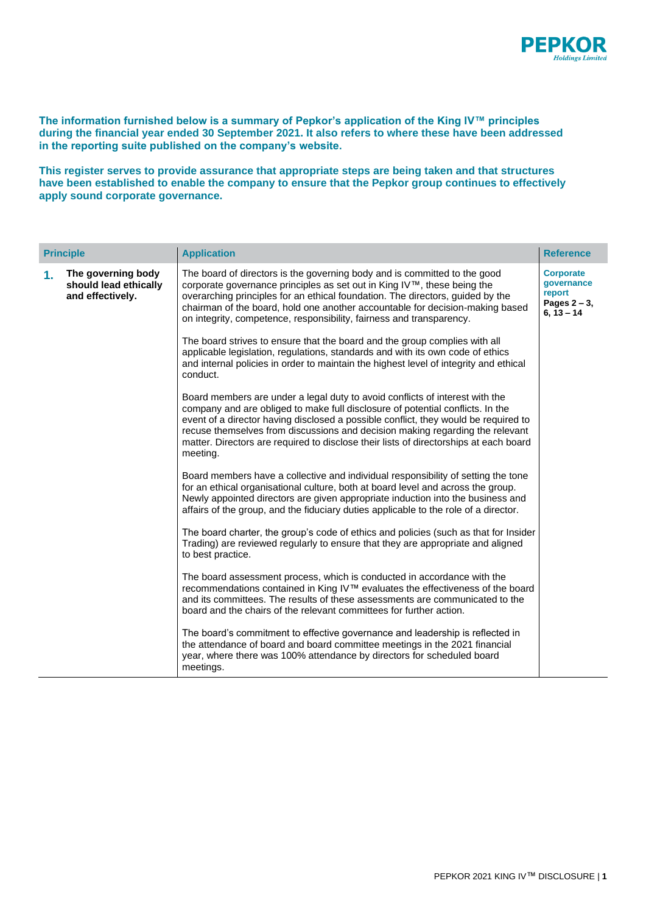**The information furnished below is a summary of Pepkor's application of the King IV™ principles during the financial year ended 30 September 2021. It also refers to where these have been addressed in the reporting suite published on the company's website.**

**This register serves to provide assurance that appropriate steps are being taken and that structures have been established to enable the company to ensure that the Pepkor group continues to effectively apply sound corporate governance.**

| Principle | Application | Reference |
|---|---|---|
| **1. The governing body should lead ethically and effectively.** | The board of directors is the governing body and is committed to the good corporate governance principles as set out in King IV™, these being the overarching principles for an ethical foundation. The directors, guided by the chairman of the board, hold one another accountable for decision-making based on integrity, competence, responsibility, fairness and transparency.<br><br>The board strives to ensure that the board and the group complies with all applicable legislation, regulations, standards and with its own code of ethics and internal policies in order to maintain the highest level of integrity and ethical conduct.<br><br>Board members are under a legal duty to avoid conflicts of interest with the company and are obliged to make full disclosure of potential conflicts. In the event of a director having disclosed a possible conflict, they would be required to recuse themselves from discussions and decision making regarding the relevant matter. Directors are required to disclose their lists of directorships at each board meeting.<br><br>Board members have a collective and individual responsibility of setting the tone for an ethical organisational culture, both at board level and across the group. Newly appointed directors are given appropriate induction into the business and affairs of the group, and the fiduciary duties applicable to the role of a director.<br><br>The board charter, the group's code of ethics and policies (such as that for Insider Trading) are reviewed regularly to ensure that they are appropriate and aligned to best practice.<br><br>The board assessment process, which is conducted in accordance with the recommendations contained in King IV™ evaluates the effectiveness of the board and its committees. The results of these assessments are communicated to the board and the chairs of the relevant committees for further action.<br><br>The board's commitment to effective governance and leadership is reflected in the attendance of board and board committee meetings in the 2021 financial year, where there was 100% attendance by directors for scheduled board meetings. | **Corporate governance report**<br>**Pages 2 – 3, 6, 13 – 14** |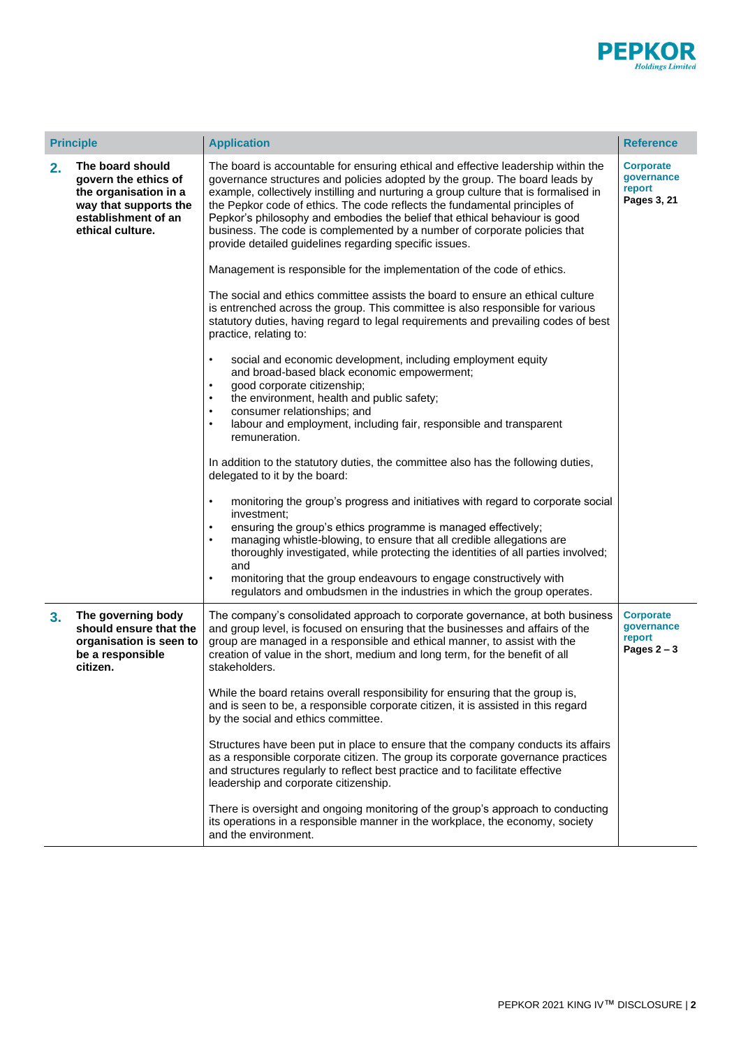| Principle | Application | Reference |
|---|---|---|
| **2.** **The board should govern the ethics of the organisation in a way that supports the establishment of an ethical culture.** | The board is accountable for ensuring ethical and effective leadership within the governance structures and policies adopted by the group. The board leads by example, collectively instilling and nurturing a group culture that is formalised in the Pepkor code of ethics. The code reflects the fundamental principles of Pepkor's philosophy and embodies the belief that ethical behaviour is good business. The code is complemented by a number of corporate policies that provide detailed guidelines regarding specific issues.<br><br>Management is responsible for the implementation of the code of ethics.<br><br>The social and ethics committee assists the board to ensure an ethical culture is entrenched across the group. This committee is also responsible for various statutory duties, having regard to legal requirements and prevailing codes of best practice, relating to:<br><br>• social and economic development, including employment equity and broad-based black economic empowerment;<br>• good corporate citizenship;<br>• the environment, health and public safety;<br>• consumer relationships; and<br>• labour and employment, including fair, responsible and transparent remuneration.<br><br>In addition to the statutory duties, the committee also has the following duties, delegated to it by the board:<br><br>• monitoring the group's progress and initiatives with regard to corporate social investment;<br>• ensuring the group's ethics programme is managed effectively;<br>• managing whistle-blowing, to ensure that all credible allegations are thoroughly investigated, while protecting the identities of all parties involved; and<br>• monitoring that the group endeavours to engage constructively with regulators and ombudsmen in the industries in which the group operates. | **Corporate governance report**<br>**Pages 3, 21** |
| **3.** **The governing body should ensure that the organisation is seen to be a responsible citizen.** | The company's consolidated approach to corporate governance, at both business and group level, is focused on ensuring that the businesses and affairs of the group are managed in a responsible and ethical manner, to assist with the creation of value in the short, medium and long term, for the benefit of all stakeholders.<br><br>While the board retains overall responsibility for ensuring that the group is, and is seen to be, a responsible corporate citizen, it is assisted in this regard by the social and ethics committee.<br><br>Structures have been put in place to ensure that the company conducts its affairs as a responsible corporate citizen. The group its corporate governance practices and structures regularly to reflect best practice and to facilitate effective leadership and corporate citizenship.<br><br>There is oversight and ongoing monitoring of the group's approach to conducting its operations in a responsible manner in the workplace, the economy, society and the environment. | **Corporate governance report**<br>**Pages 2 – 3** |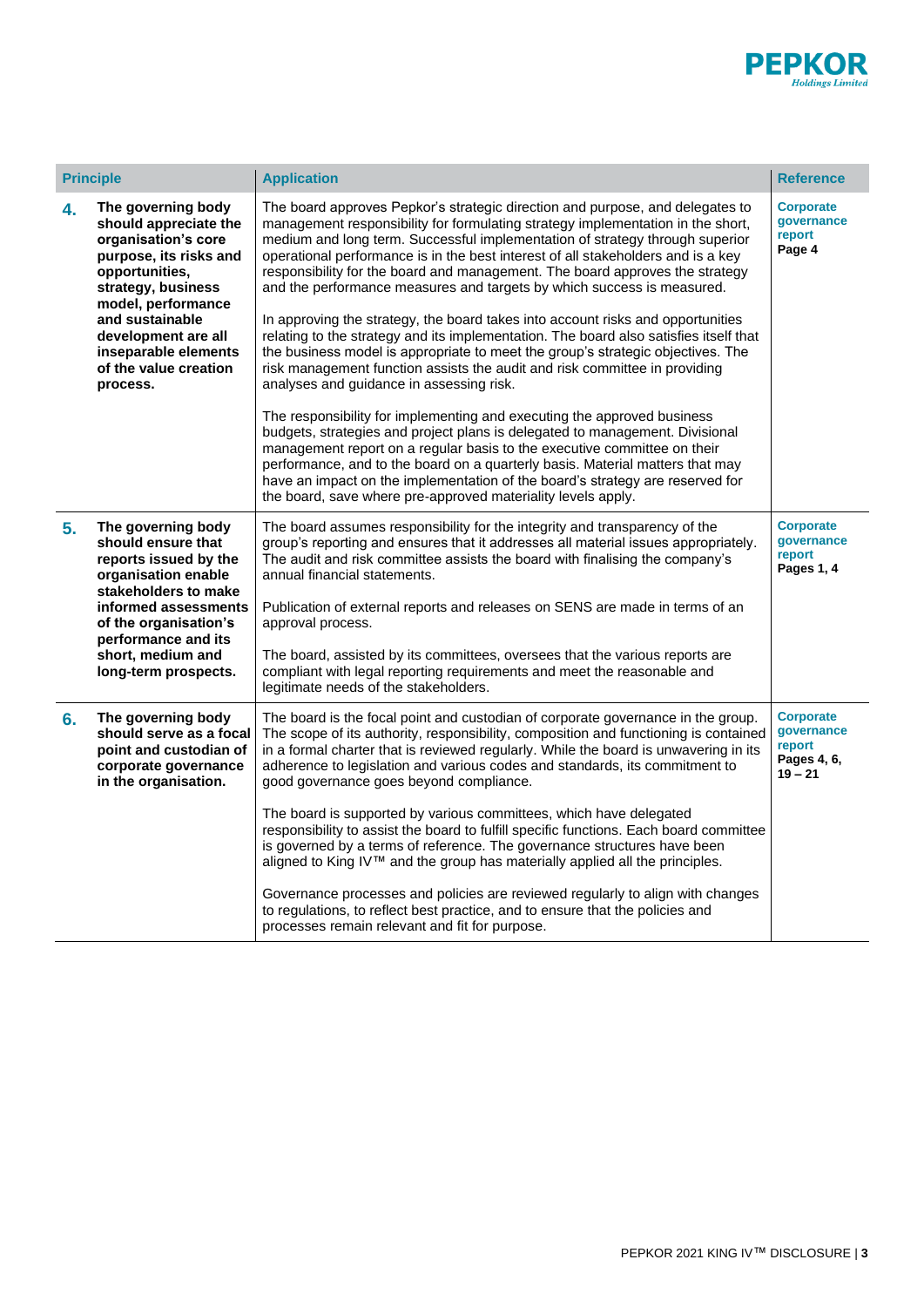| Principle | Application | Reference |
|---|---|---|
| **4. The governing body should appreciate the organisation's core purpose, its risks and opportunities, strategy, business model, performance and sustainable development are all inseparable elements of the value creation process.** | The board approves Pepkor's strategic direction and purpose, and delegates to management responsibility for formulating strategy implementation in the short, medium and long term. Successful implementation of strategy through superior operational performance is in the best interest of all stakeholders and is a key responsibility for the board and management. The board approves the strategy and the performance measures and targets by which success is measured.<br><br>In approving the strategy, the board takes into account risks and opportunities relating to the strategy and its implementation. The board also satisfies itself that the business model is appropriate to meet the group's strategic objectives. The risk management function assists the audit and risk committee in providing analyses and guidance in assessing risk.<br><br>The responsibility for implementing and executing the approved business budgets, strategies and project plans is delegated to management. Divisional management report on a regular basis to the executive committee on their performance, and to the board on a quarterly basis. Material matters that may have an impact on the implementation of the board's strategy are reserved for the board, save where pre-approved materiality levels apply. | **Corporate governance report**<br>**Page 4** |
| **5. The governing body should ensure that reports issued by the organisation enable stakeholders to make informed assessments of the organisation's performance and its short, medium and long-term prospects.** | The board assumes responsibility for the integrity and transparency of the group's reporting and ensures that it addresses all material issues appropriately. The audit and risk committee assists the board with finalising the company's annual financial statements.<br><br>Publication of external reports and releases on SENS are made in terms of an approval process.<br><br>The board, assisted by its committees, oversees that the various reports are compliant with legal reporting requirements and meet the reasonable and legitimate needs of the stakeholders. | **Corporate governance report**<br>**Pages 1, 4** |
| **6. The governing body should serve as a focal point and custodian of corporate governance in the organisation.** | The board is the focal point and custodian of corporate governance in the group. The scope of its authority, responsibility, composition and functioning is contained in a formal charter that is reviewed regularly. While the board is unwavering in its adherence to legislation and various codes and standards, its commitment to good governance goes beyond compliance.<br><br>The board is supported by various committees, which have delegated responsibility to assist the board to fulfill specific functions. Each board committee is governed by a terms of reference. The governance structures have been aligned to King IV™ and the group has materially applied all the principles.<br><br>Governance processes and policies are reviewed regularly to align with changes to regulations, to reflect best practice, and to ensure that the policies and processes remain relevant and fit for purpose. | **Corporate governance report**<br>**Pages 4, 6, 19 – 21** |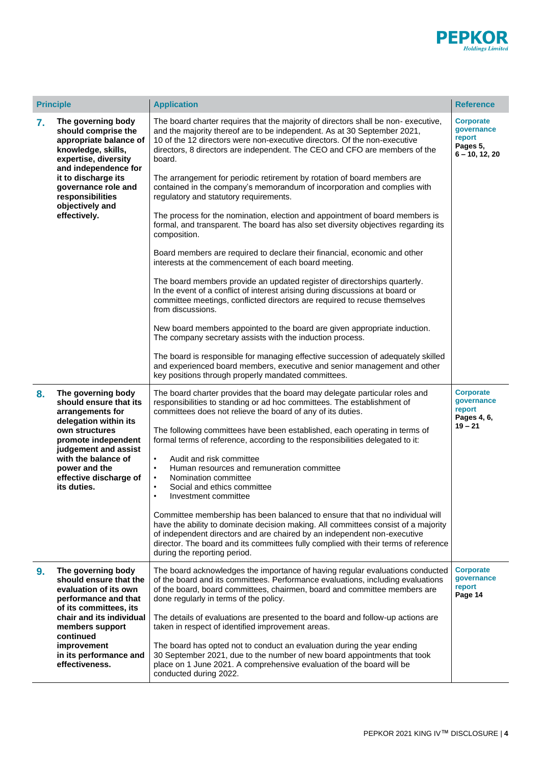| Principle | Application | Reference |
|---|---|---|
| **7. The governing body should comprise the appropriate balance of knowledge, skills, expertise, diversity and independence for it to discharge its governance role and responsibilities objectively and effectively.** | The board charter requires that the majority of directors shall be non- executive, and the majority thereof are to be independent. As at 30 September 2021, 10 of the 12 directors were non-executive directors. Of the non-executive directors, 8 directors are independent. The CEO and CFO are members of the board.<br><br>The arrangement for periodic retirement by rotation of board members are contained in the company's memorandum of incorporation and complies with regulatory and statutory requirements.<br><br>The process for the nomination, election and appointment of board members is formal, and transparent. The board has also set diversity objectives regarding its composition.<br><br>Board members are required to declare their financial, economic and other interests at the commencement of each board meeting.<br><br>The board members provide an updated register of directorships quarterly. In the event of a conflict of interest arising during discussions at board or committee meetings, conflicted directors are required to recuse themselves from discussions.<br><br>New board members appointed to the board are given appropriate induction. The company secretary assists with the induction process.<br><br>The board is responsible for managing effective succession of adequately skilled and experienced board members, executive and senior management and other key positions through properly mandated committees. | **Corporate governance report Pages 5, 6 – 10, 12, 20** |
| **8. The governing body should ensure that its arrangements for delegation within its own structures promote independent judgement and assist with the balance of power and the effective discharge of its duties.** | The board charter provides that the board may delegate particular roles and responsibilities to standing or ad hoc committees. The establishment of committees does not relieve the board of any of its duties.<br><br>The following committees have been established, each operating in terms of formal terms of reference, according to the responsibilities delegated to it:<br><br>• Audit and risk committee<br>• Human resources and remuneration committee<br>• Nomination committee<br>• Social and ethics committee<br>• Investment committee<br><br>Committee membership has been balanced to ensure that that no individual will have the ability to dominate decision making. All committees consist of a majority of independent directors and are chaired by an independent non-executive director. The board and its committees fully complied with their terms of reference during the reporting period. | **Corporate governance report Pages 4, 6, 19 – 21** |
| **9. The governing body should ensure that the evaluation of its own performance and that of its committees, its chair and its individual members support continued improvement in its performance and effectiveness.** | The board acknowledges the importance of having regular evaluations conducted of the board and its committees. Performance evaluations, including evaluations of the board, board committees, chairmen, board and committee members are done regularly in terms of the policy.<br><br>The details of evaluations are presented to the board and follow-up actions are taken in respect of identified improvement areas.<br><br>The board has opted not to conduct an evaluation during the year ending 30 September 2021, due to the number of new board appointments that took place on 1 June 2021. A comprehensive evaluation of the board will be conducted during 2022. | **Corporate governance report Page 14** |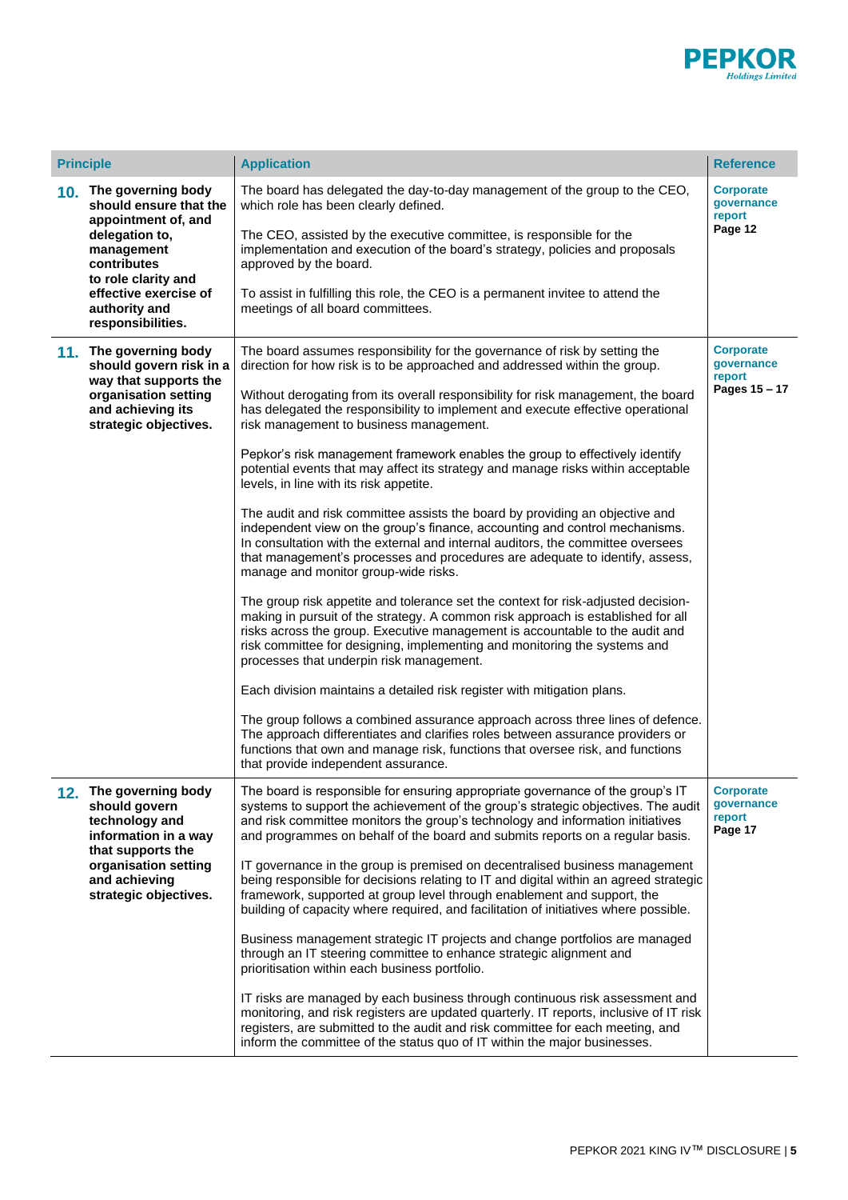| Principle | Application | Reference |
|---|---|---|
| **10. The governing body should ensure that the appointment of, and delegation to, management contributes to role clarity and effective exercise of authority and responsibilities.** | The board has delegated the day-to-day management of the group to the CEO, which role has been clearly defined.<br><br>The CEO, assisted by the executive committee, is responsible for the implementation and execution of the board's strategy, policies and proposals approved by the board.<br><br>To assist in fulfilling this role, the CEO is a permanent invitee to attend the meetings of all board committees. | **Corporate governance report Page 12** |
| **11. The governing body should govern risk in a way that supports the organisation setting and achieving its strategic objectives.** | The board assumes responsibility for the governance of risk by setting the direction for how risk is to be approached and addressed within the group.<br><br>Without derogating from its overall responsibility for risk management, the board has delegated the responsibility to implement and execute effective operational risk management to business management.<br><br>Pepkor's risk management framework enables the group to effectively identify potential events that may affect its strategy and manage risks within acceptable levels, in line with its risk appetite.<br><br>The audit and risk committee assists the board by providing an objective and independent view on the group's finance, accounting and control mechanisms. In consultation with the external and internal auditors, the committee oversees that management's processes and procedures are adequate to identify, assess, manage and monitor group-wide risks.<br><br>The group risk appetite and tolerance set the context for risk-adjusted decision-making in pursuit of the strategy. A common risk approach is established for all risks across the group. Executive management is accountable to the audit and risk committee for designing, implementing and monitoring the systems and processes that underpin risk management.<br><br>Each division maintains a detailed risk register with mitigation plans.<br><br>The group follows a combined assurance approach across three lines of defence. The approach differentiates and clarifies roles between assurance providers or functions that own and manage risk, functions that oversee risk, and functions that provide independent assurance. | **Corporate governance report Pages 15 – 17** |
| **12. The governing body should govern technology and information in a way that supports the organisation setting and achieving strategic objectives.** | The board is responsible for ensuring appropriate governance of the group's IT systems to support the achievement of the group's strategic objectives. The audit and risk committee monitors the group's technology and information initiatives and programmes on behalf of the board and submits reports on a regular basis.<br><br>IT governance in the group is premised on decentralised business management being responsible for decisions relating to IT and digital within an agreed strategic framework, supported at group level through enablement and support, the building of capacity where required, and facilitation of initiatives where possible.<br><br>Business management strategic IT projects and change portfolios are managed through an IT steering committee to enhance strategic alignment and prioritisation within each business portfolio.<br><br>IT risks are managed by each business through continuous risk assessment and monitoring, and risk registers are updated quarterly. IT reports, inclusive of IT risk registers, are submitted to the audit and risk committee for each meeting, and inform the committee of the status quo of IT within the major businesses. | **Corporate governance report Page 17** |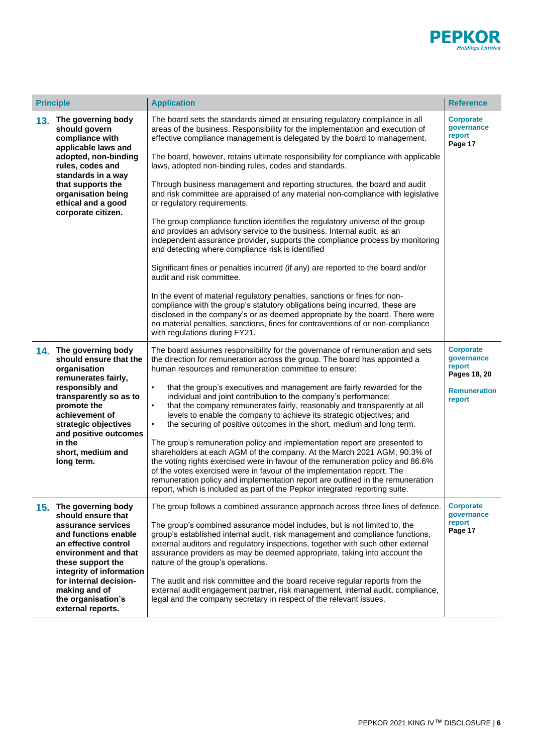| Principle | Application | Reference |
|---|---|---|
| **13. The governing body should govern compliance with applicable laws and adopted, non-binding rules, codes and standards in a way that supports the organisation being ethical and a good corporate citizen.** | The board sets the standards aimed at ensuring regulatory compliance in all areas of the business. Responsibility for the implementation and execution of effective compliance management is delegated by the board to management.<br><br>The board, however, retains ultimate responsibility for compliance with applicable laws, adopted non-binding rules, codes and standards.<br><br>Through business management and reporting structures, the board and audit and risk committee are appraised of any material non-compliance with legislative or regulatory requirements.<br><br>The group compliance function identifies the regulatory universe of the group and provides an advisory service to the business. Internal audit, as an independent assurance provider, supports the compliance process by monitoring and detecting where compliance risk is identified<br><br>Significant fines or penalties incurred (if any) are reported to the board and/or audit and risk committee.<br><br>In the event of material regulatory penalties, sanctions or fines for non-compliance with the group's statutory obligations being incurred, these are disclosed in the company's or as deemed appropriate by the board. There were no material penalties, sanctions, fines for contraventions of or non-compliance with regulations during FY21. | **Corporate governance report**<br>**Page 17** |
| **14. The governing body should ensure that the organisation remunerates fairly, responsibly and transparently so as to promote the achievement of strategic objectives and positive outcomes in the short, medium and long term.** | The board assumes responsibility for the governance of remuneration and sets the direction for remuneration across the group. The board has appointed a human resources and remuneration committee to ensure:<br><br>• that the group's executives and management are fairly rewarded for the individual and joint contribution to the company's performance;<br>• that the company remunerates fairly, reasonably and transparently at all levels to enable the company to achieve its strategic objectives; and<br>• the securing of positive outcomes in the short, medium and long term.<br><br>The group's remuneration policy and implementation report are presented to shareholders at each AGM of the company. At the March 2021 AGM, 90.3% of the voting rights exercised were in favour of the remuneration policy and 86.6% of the votes exercised were in favour of the implementation report. The remuneration policy and implementation report are outlined in the remuneration report, which is included as part of the Pepkor integrated reporting suite. | **Corporate governance report**<br>**Pages 18, 20**<br><br>**Remuneration report** |
| **15. The governing body should ensure that assurance services and functions enable an effective control environment and that these support the integrity of information for internal decision-making and of the organisation's external reports.** | The group follows a combined assurance approach across three lines of defence.<br><br>The group's combined assurance model includes, but is not limited to, the group's established internal audit, risk management and compliance functions, external auditors and regulatory inspections, together with such other external assurance providers as may be deemed appropriate, taking into account the nature of the group's operations.<br><br>The audit and risk committee and the board receive regular reports from the external audit engagement partner, risk management, internal audit, compliance, legal and the company secretary in respect of the relevant issues. | **Corporate governance report**<br>**Page 17** |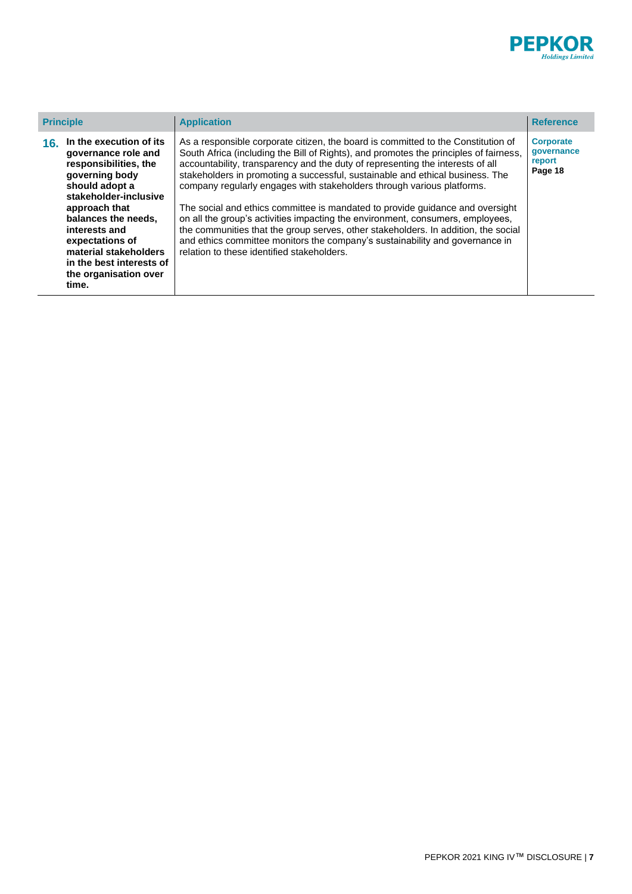| Principle | Application | Reference |
|---|---|---|
| **16. In the execution of its governance role and responsibilities, the governing body should adopt a stakeholder-inclusive approach that balances the needs, interests and expectations of material stakeholders in the best interests of the organisation over time.** | As a responsible corporate citizen, the board is committed to the Constitution of South Africa (including the Bill of Rights), and promotes the principles of fairness, accountability, transparency and the duty of representing the interests of all stakeholders in promoting a successful, sustainable and ethical business. The company regularly engages with stakeholders through various platforms.<br><br>The social and ethics committee is mandated to provide guidance and oversight on all the group's activities impacting the environment, consumers, employees, the communities that the group serves, other stakeholders. In addition, the social and ethics committee monitors the company's sustainability and governance in relation to these identified stakeholders. | **Corporate governance report** **Page 18** |